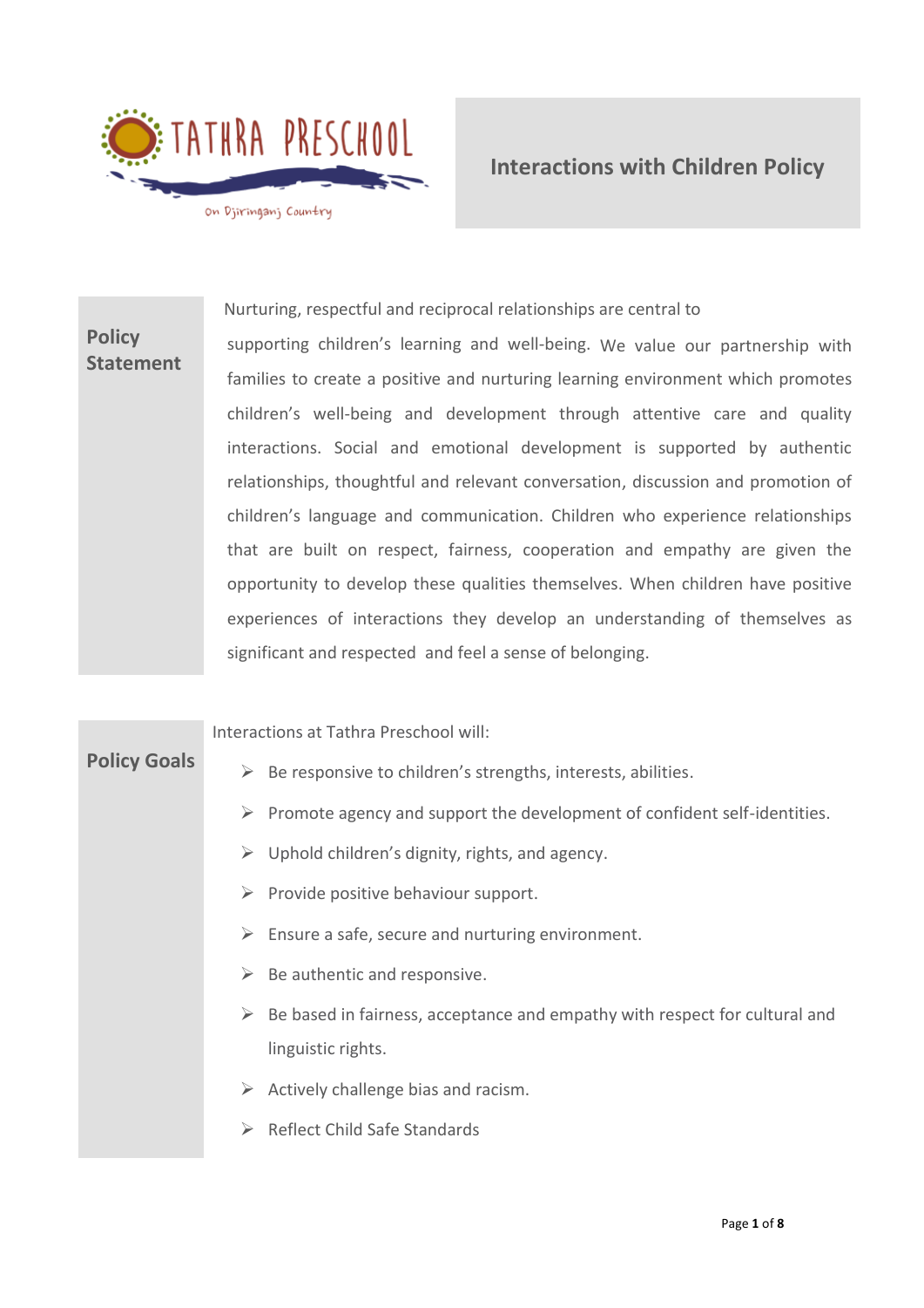TATHRA PRESCHOOL

On Djiringanj Country

# Interactions with Children Policy

## Policy Statement

Nurturing, respectful and reciprocal relationships are central to supporting children's learning and well-being. We value our partnership with families to create a positive and nurturing learning environment which promotes children's well-being and development through attentive care and quality interactions. Social and emotional development is supported by authentic relationships, thoughtful and relevant conversation, discussion and promotion of children's language and communication. Children who experience relationships that are built on respect, fairness, cooperation and empathy are given the opportunity to develop these qualities themselves. When children have positive experiences of interactions they develop an understanding of themselves as significant and respected and feel a sense of belonging.

## Policy Goals

Interactions at Tathra Preschool will:

- Be responsive to children's strengths, interests, abilities.
- Promote agency and support the development of confident self-identities.
- Uphold children's dignity, rights, and agency.
- Provide positive behaviour support.
- Ensure a safe, secure and nurturing environment.
- Be authentic and responsive.
- Be based in fairness, acceptance and empathy with respect for cultural and linguistic rights.
- Actively challenge bias and racism.
- Reflect Child Safe Standards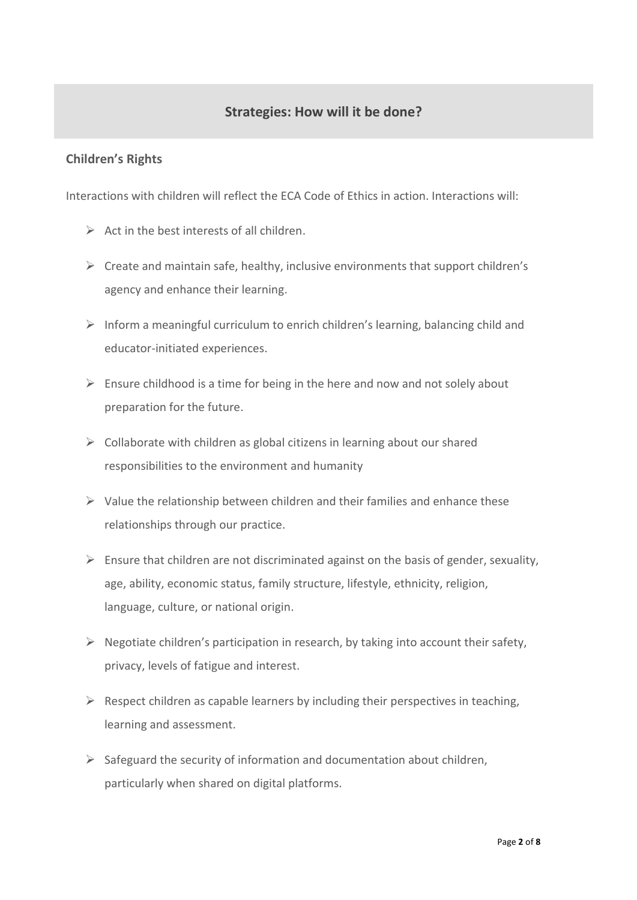## Strategies: How will it be done?

### Children's Rights

Interactions with children will reflect the ECA Code of Ethics in action. Interactions will:

- Act in the best interests of all children.
- Create and maintain safe, healthy, inclusive environments that support children's agency and enhance their learning.
- Inform a meaningful curriculum to enrich children's learning, balancing child and educator-initiated experiences.
- Ensure childhood is a time for being in the here and now and not solely about preparation for the future.
- Collaborate with children as global citizens in learning about our shared responsibilities to the environment and humanity
- Value the relationship between children and their families and enhance these relationships through our practice.
- Ensure that children are not discriminated against on the basis of gender, sexuality, age, ability, economic status, family structure, lifestyle, ethnicity, religion, language, culture, or national origin.
- Negotiate children's participation in research, by taking into account their safety, privacy, levels of fatigue and interest.
- Respect children as capable learners by including their perspectives in teaching, learning and assessment.
- Safeguard the security of information and documentation about children, particularly when shared on digital platforms.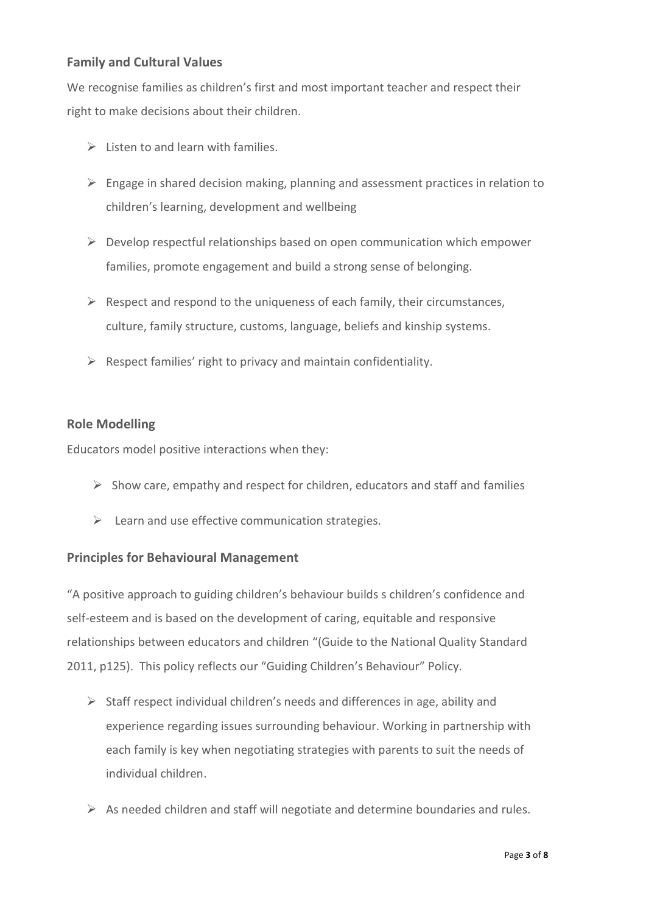## Family and Cultural Values

We recognise families as children's first and most important teacher and respect their right to make decisions about their children.

- Listen to and learn with families.
- Engage in shared decision making, planning and assessment practices in relation to children's learning, development and wellbeing
- Develop respectful relationships based on open communication which empower families, promote engagement and build a strong sense of belonging.
- Respect and respond to the uniqueness of each family, their circumstances, culture, family structure, customs, language, beliefs and kinship systems.
- Respect families' right to privacy and maintain confidentiality.

## Role Modelling

Educators model positive interactions when they:

- Show care, empathy and respect for children, educators and staff and families
- Learn and use effective communication strategies.

## Principles for Behavioural Management

"A positive approach to guiding children's behaviour builds s children's confidence and self-esteem and is based on the development of caring, equitable and responsive relationships between educators and children "(Guide to the National Quality Standard 2011, p125). This policy reflects our "Guiding Children's Behaviour" Policy.

- Staff respect individual children's needs and differences in age, ability and experience regarding issues surrounding behaviour. Working in partnership with each family is key when negotiating strategies with parents to suit the needs of individual children.
- As needed children and staff will negotiate and determine boundaries and rules.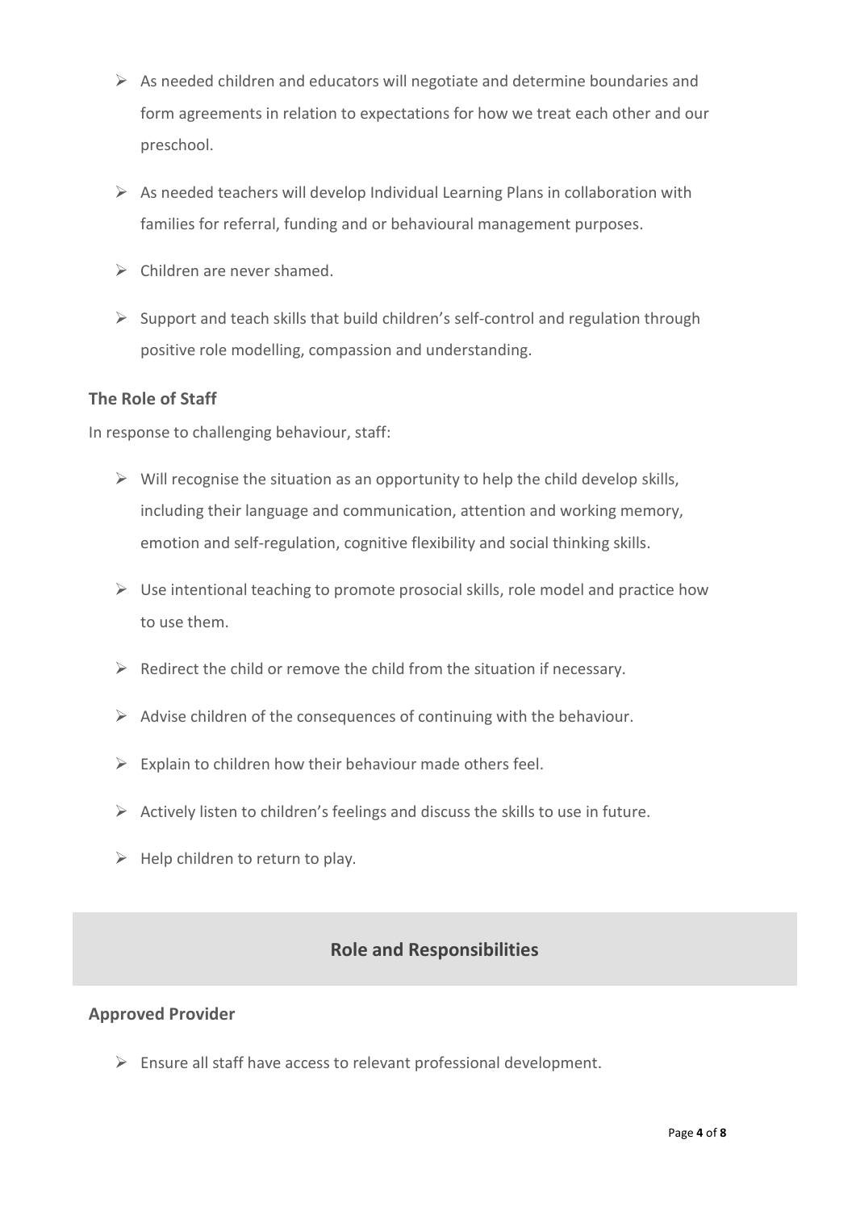- As needed children and educators will negotiate and determine boundaries and form agreements in relation to expectations for how we treat each other and our preschool.
- As needed teachers will develop Individual Learning Plans in collaboration with families for referral, funding and or behavioural management purposes.
- Children are never shamed.
- Support and teach skills that build children's self-control and regulation through positive role modelling, compassion and understanding.

### The Role of Staff

In response to challenging behaviour, staff:

- Will recognise the situation as an opportunity to help the child develop skills, including their language and communication, attention and working memory, emotion and self-regulation, cognitive flexibility and social thinking skills.
- Use intentional teaching to promote prosocial skills, role model and practice how to use them.
- Redirect the child or remove the child from the situation if necessary.
- Advise children of the consequences of continuing with the behaviour.
- Explain to children how their behaviour made others feel.
- Actively listen to children's feelings and discuss the skills to use in future.
- Help children to return to play.

## Role and Responsibilities

### Approved Provider

- Ensure all staff have access to relevant professional development.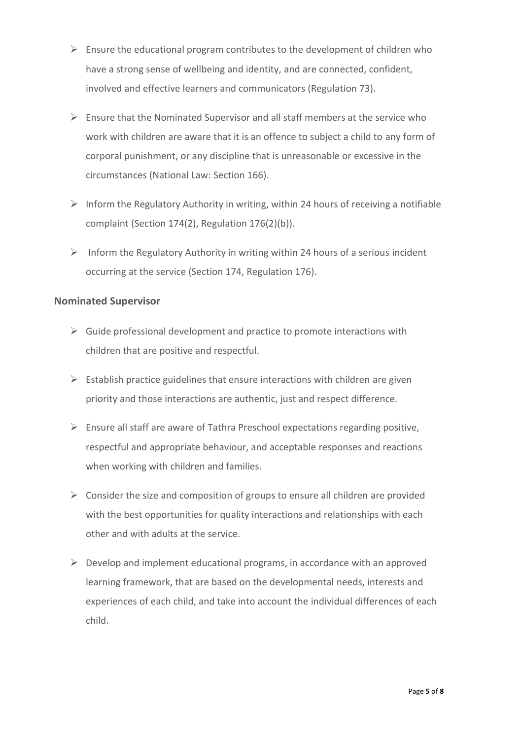- Ensure the educational program contributes to the development of children who have a strong sense of wellbeing and identity, and are connected, confident, involved and effective learners and communicators (Regulation 73).
- Ensure that the Nominated Supervisor and all staff members at the service who work with children are aware that it is an offence to subject a child to any form of corporal punishment, or any discipline that is unreasonable or excessive in the circumstances (National Law: Section 166).
- Inform the Regulatory Authority in writing, within 24 hours of receiving a notifiable complaint (Section 174(2), Regulation 176(2)(b)).
- Inform the Regulatory Authority in writing within 24 hours of a serious incident occurring at the service (Section 174, Regulation 176).

**Nominated Supervisor**

- Guide professional development and practice to promote interactions with children that are positive and respectful.
- Establish practice guidelines that ensure interactions with children are given priority and those interactions are authentic, just and respect difference.
- Ensure all staff are aware of Tathra Preschool expectations regarding positive, respectful and appropriate behaviour, and acceptable responses and reactions when working with children and families.
- Consider the size and composition of groups to ensure all children are provided with the best opportunities for quality interactions and relationships with each other and with adults at the service.
- Develop and implement educational programs, in accordance with an approved learning framework, that are based on the developmental needs, interests and experiences of each child, and take into account the individual differences of each child.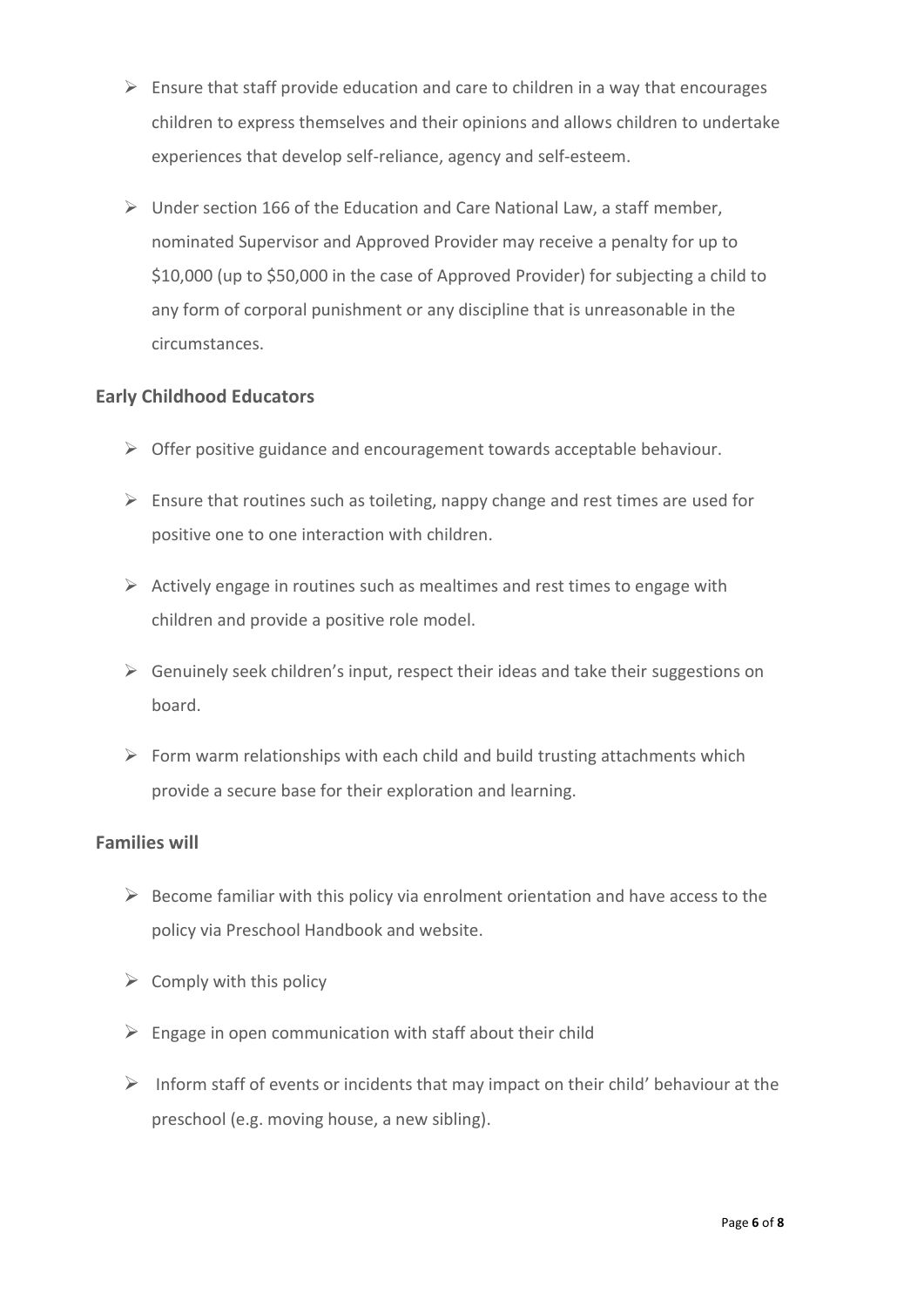- Ensure that staff provide education and care to children in a way that encourages children to express themselves and their opinions and allows children to undertake experiences that develop self-reliance, agency and self-esteem.
- Under section 166 of the Education and Care National Law, a staff member, nominated Supervisor and Approved Provider may receive a penalty for up to $10,000 (up to $50,000 in the case of Approved Provider) for subjecting a child to any form of corporal punishment or any discipline that is unreasonable in the circumstances.

### Early Childhood Educators

- Offer positive guidance and encouragement towards acceptable behaviour.
- Ensure that routines such as toileting, nappy change and rest times are used for positive one to one interaction with children.
- Actively engage in routines such as mealtimes and rest times to engage with children and provide a positive role model.
- Genuinely seek children's input, respect their ideas and take their suggestions on board.
- Form warm relationships with each child and build trusting attachments which provide a secure base for their exploration and learning.

### Families will

- Become familiar with this policy via enrolment orientation and have access to the policy via Preschool Handbook and website.
- Comply with this policy
- Engage in open communication with staff about their child
- Inform staff of events or incidents that may impact on their child' behaviour at the preschool (e.g. moving house, a new sibling).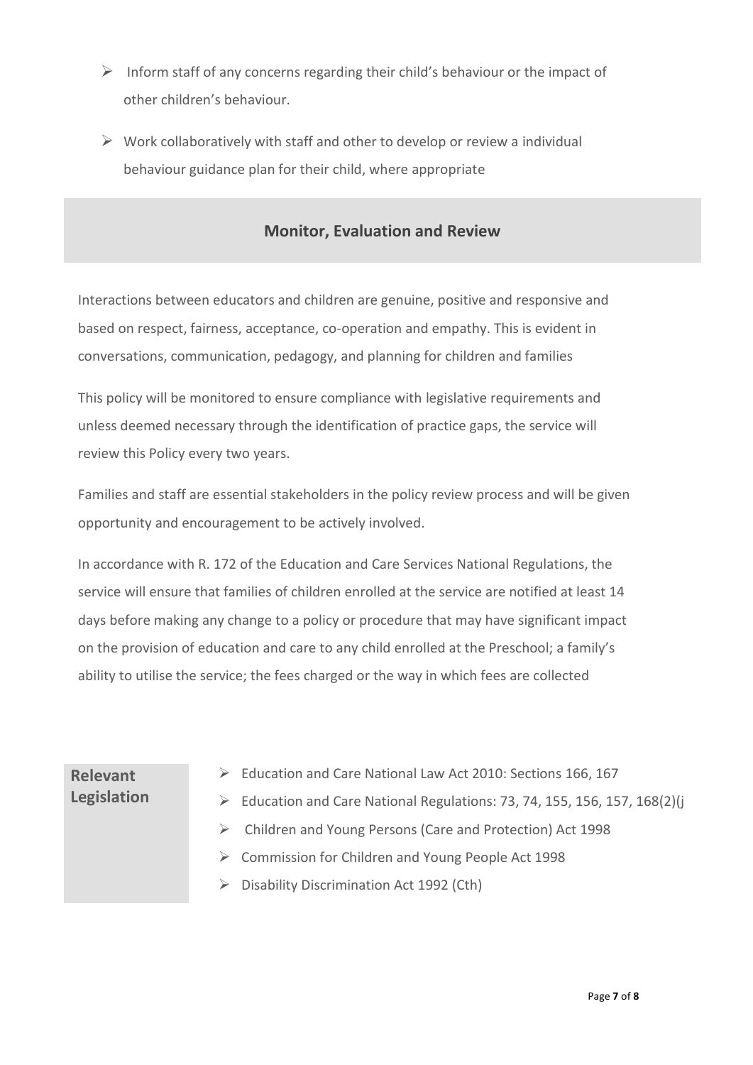- Inform staff of any concerns regarding their child's behaviour or the impact of other children's behaviour.
- Work collaboratively with staff and other to develop or review a individual behaviour guidance plan for their child, where appropriate

## Monitor, Evaluation and Review

Interactions between educators and children are genuine, positive and responsive and based on respect, fairness, acceptance, co-operation and empathy. This is evident in conversations, communication, pedagogy, and planning for children and families

This policy will be monitored to ensure compliance with legislative requirements and unless deemed necessary through the identification of practice gaps, the service will review this Policy every two years.

Families and staff are essential stakeholders in the policy review process and will be given opportunity and encouragement to be actively involved.

In accordance with R. 172 of the Education and Care Services National Regulations, the service will ensure that families of children enrolled at the service are notified at least 14 days before making any change to a policy or procedure that may have significant impact on the provision of education and care to any child enrolled at the Preschool; a family's ability to utilise the service; the fees charged or the way in which fees are collected

**Relevant Legislation**

- Education and Care National Law Act 2010: Sections 166, 167
- Education and Care National Regulations: 73, 74, 155, 156, 157, 168(2)(j
- Children and Young Persons (Care and Protection) Act 1998
- Commission for Children and Young People Act 1998
- Disability Discrimination Act 1992 (Cth)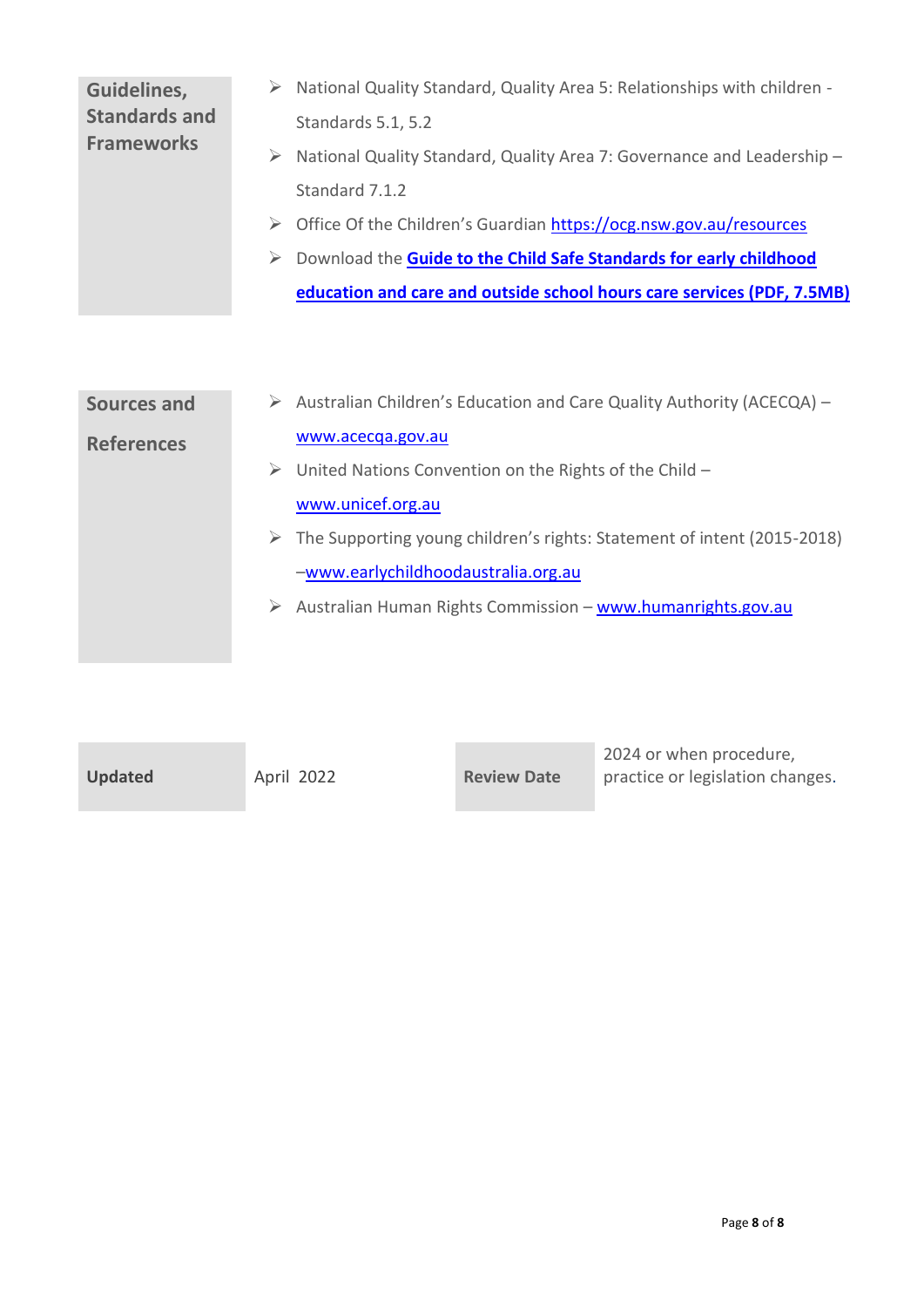| | |
|---|---|
| **Guidelines, Standards and Frameworks** | <ul><li>National Quality Standard, Quality Area 5: Relationships with children - Standards 5.1, 5.2</li><li>National Quality Standard, Quality Area 7: Governance and Leadership – Standard 7.1.2</li><li>Office Of the Children's Guardian https://ocg.nsw.gov.au/resources</li><li>Download the **Guide to the Child Safe Standards for early childhood education and care and outside school hours care services (PDF, 7.5MB)**</li></ul> |

| | |
|---|---|
| **Sources and References** | <ul><li>Australian Children's Education and Care Quality Authority (ACECQA) – www.acecqa.gov.au</li><li>United Nations Convention on the Rights of the Child – www.unicef.org.au</li><li>The Supporting young children's rights: Statement of intent (2015-2018) –www.earlychildhoodaustralia.org.au</li><li>Australian Human Rights Commission – www.humanrights.gov.au</li></ul> |

| | | | |
|---|---|---|---|
| **Updated** | April 2022 | **Review Date** | 2024 or when procedure, practice or legislation changes. |